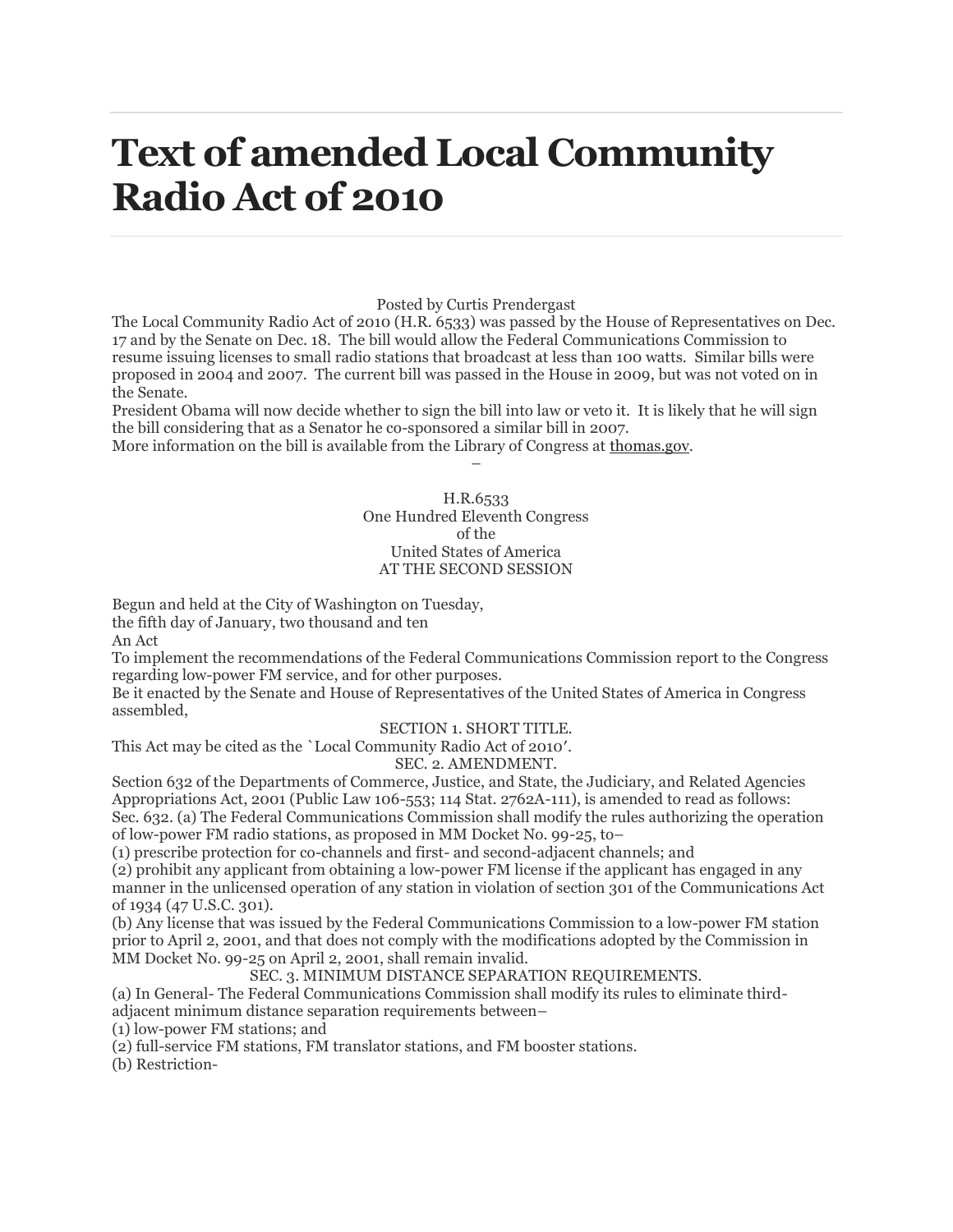# Text of amended Local Community Radio Act of 2010

Posted by Curtis Prendergast

The Local Community Radio Act of 2010 (H.R. 6533) was passed by the House of Representatives on Dec. 17 and by the Senate on Dec. 18. The bill would allow the Federal Communications Commission to resume issuing licenses to small radio stations that broadcast at less than 100 watts. Similar bills were proposed in 2004 and 2007. The current bill was passed in the House in 2009, but was not voted on in the Senate.

President Obama will now decide whether to sign the bill into law or veto it. It is likely that he will sign the bill considering that as a Senator he co-sponsored a similar bill in 2007.

More information on the bill is available from the Library of Congress at thomas.gov.

–

H.R.6533
One Hundred Eleventh Congress
of the
United States of America
AT THE SECOND SESSION

Begun and held at the City of Washington on Tuesday,
the fifth day of January, two thousand and ten

An Act

To implement the recommendations of the Federal Communications Commission report to the Congress regarding low-power FM service, and for other purposes.

Be it enacted by the Senate and House of Representatives of the United States of America in Congress assembled,

SECTION 1. SHORT TITLE.

This Act may be cited as the `Local Community Radio Act of 2010′.

SEC. 2. AMENDMENT.

Section 632 of the Departments of Commerce, Justice, and State, the Judiciary, and Related Agencies Appropriations Act, 2001 (Public Law 106-553; 114 Stat. 2762A-111), is amended to read as follows:

Sec. 632. (a) The Federal Communications Commission shall modify the rules authorizing the operation of low-power FM radio stations, as proposed in MM Docket No. 99-25, to–

(1) prescribe protection for co-channels and first- and second-adjacent channels; and

(2) prohibit any applicant from obtaining a low-power FM license if the applicant has engaged in any manner in the unlicensed operation of any station in violation of section 301 of the Communications Act of 1934 (47 U.S.C. 301).

(b) Any license that was issued by the Federal Communications Commission to a low-power FM station prior to April 2, 2001, and that does not comply with the modifications adopted by the Commission in MM Docket No. 99-25 on April 2, 2001, shall remain invalid.

SEC. 3. MINIMUM DISTANCE SEPARATION REQUIREMENTS.

(a) In General- The Federal Communications Commission shall modify its rules to eliminate third-adjacent minimum distance separation requirements between–

(1) low-power FM stations; and

(2) full-service FM stations, FM translator stations, and FM booster stations.

(b) Restriction-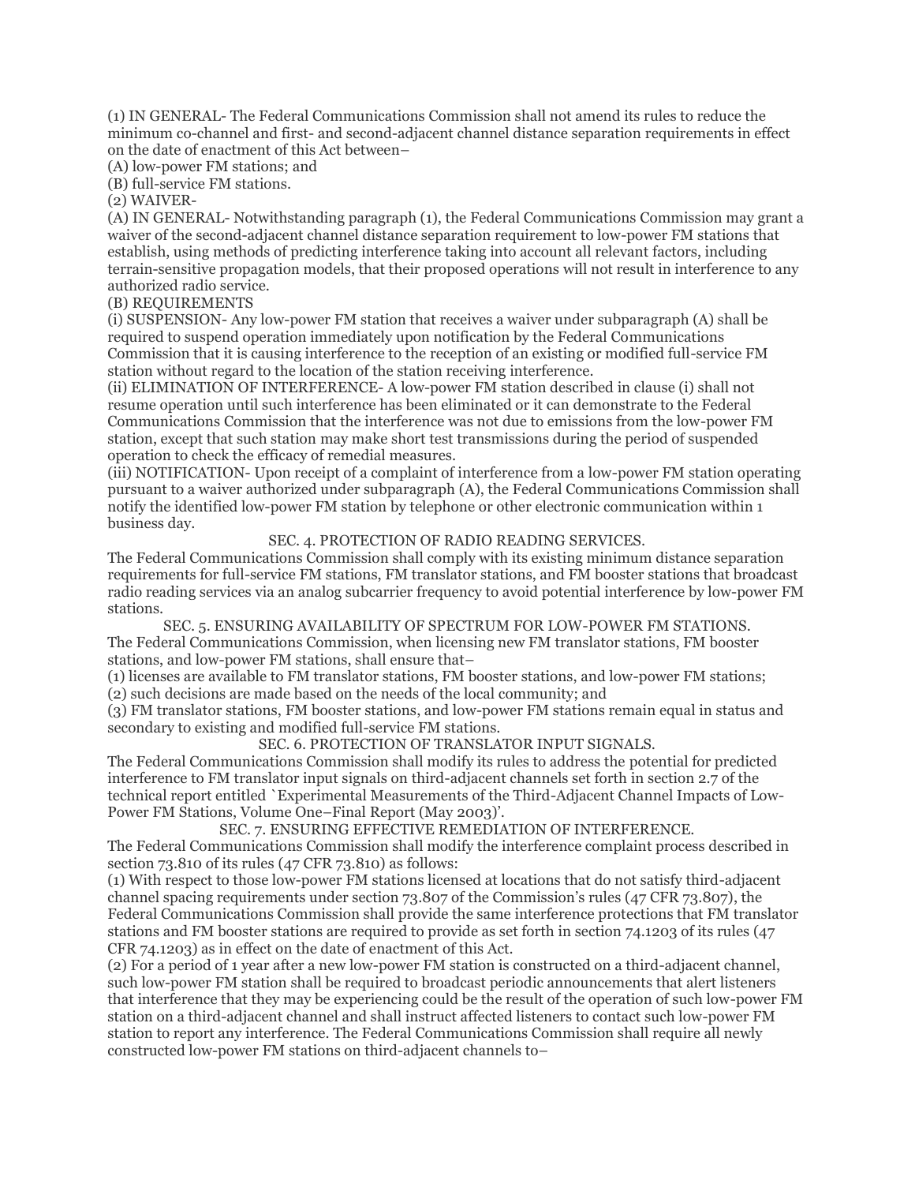(1) IN GENERAL- The Federal Communications Commission shall not amend its rules to reduce the minimum co-channel and first- and second-adjacent channel distance separation requirements in effect on the date of enactment of this Act between–

(A) low-power FM stations; and

(B) full-service FM stations.

(2) WAIVER-

(A) IN GENERAL- Notwithstanding paragraph (1), the Federal Communications Commission may grant a waiver of the second-adjacent channel distance separation requirement to low-power FM stations that establish, using methods of predicting interference taking into account all relevant factors, including terrain-sensitive propagation models, that their proposed operations will not result in interference to any authorized radio service.

(B) REQUIREMENTS

(i) SUSPENSION- Any low-power FM station that receives a waiver under subparagraph (A) shall be required to suspend operation immediately upon notification by the Federal Communications Commission that it is causing interference to the reception of an existing or modified full-service FM station without regard to the location of the station receiving interference.

(ii) ELIMINATION OF INTERFERENCE- A low-power FM station described in clause (i) shall not resume operation until such interference has been eliminated or it can demonstrate to the Federal Communications Commission that the interference was not due to emissions from the low-power FM station, except that such station may make short test transmissions during the period of suspended operation to check the efficacy of remedial measures.

(iii) NOTIFICATION- Upon receipt of a complaint of interference from a low-power FM station operating pursuant to a waiver authorized under subparagraph (A), the Federal Communications Commission shall notify the identified low-power FM station by telephone or other electronic communication within 1 business day.

SEC. 4. PROTECTION OF RADIO READING SERVICES.

The Federal Communications Commission shall comply with its existing minimum distance separation requirements for full-service FM stations, FM translator stations, and FM booster stations that broadcast radio reading services via an analog subcarrier frequency to avoid potential interference by low-power FM stations.

SEC. 5. ENSURING AVAILABILITY OF SPECTRUM FOR LOW-POWER FM STATIONS.

The Federal Communications Commission, when licensing new FM translator stations, FM booster stations, and low-power FM stations, shall ensure that–

(1) licenses are available to FM translator stations, FM booster stations, and low-power FM stations;

(2) such decisions are made based on the needs of the local community; and

(3) FM translator stations, FM booster stations, and low-power FM stations remain equal in status and secondary to existing and modified full-service FM stations.

SEC. 6. PROTECTION OF TRANSLATOR INPUT SIGNALS.

The Federal Communications Commission shall modify its rules to address the potential for predicted interference to FM translator input signals on third-adjacent channels set forth in section 2.7 of the technical report entitled `Experimental Measurements of the Third-Adjacent Channel Impacts of Low-Power FM Stations, Volume One–Final Report (May 2003)'.

SEC. 7. ENSURING EFFECTIVE REMEDIATION OF INTERFERENCE.

The Federal Communications Commission shall modify the interference complaint process described in section 73.810 of its rules (47 CFR 73.810) as follows:

(1) With respect to those low-power FM stations licensed at locations that do not satisfy third-adjacent channel spacing requirements under section 73.807 of the Commission's rules (47 CFR 73.807), the Federal Communications Commission shall provide the same interference protections that FM translator stations and FM booster stations are required to provide as set forth in section 74.1203 of its rules (47 CFR 74.1203) as in effect on the date of enactment of this Act.

(2) For a period of 1 year after a new low-power FM station is constructed on a third-adjacent channel, such low-power FM station shall be required to broadcast periodic announcements that alert listeners that interference that they may be experiencing could be the result of the operation of such low-power FM station on a third-adjacent channel and shall instruct affected listeners to contact such low-power FM station to report any interference. The Federal Communications Commission shall require all newly constructed low-power FM stations on third-adjacent channels to–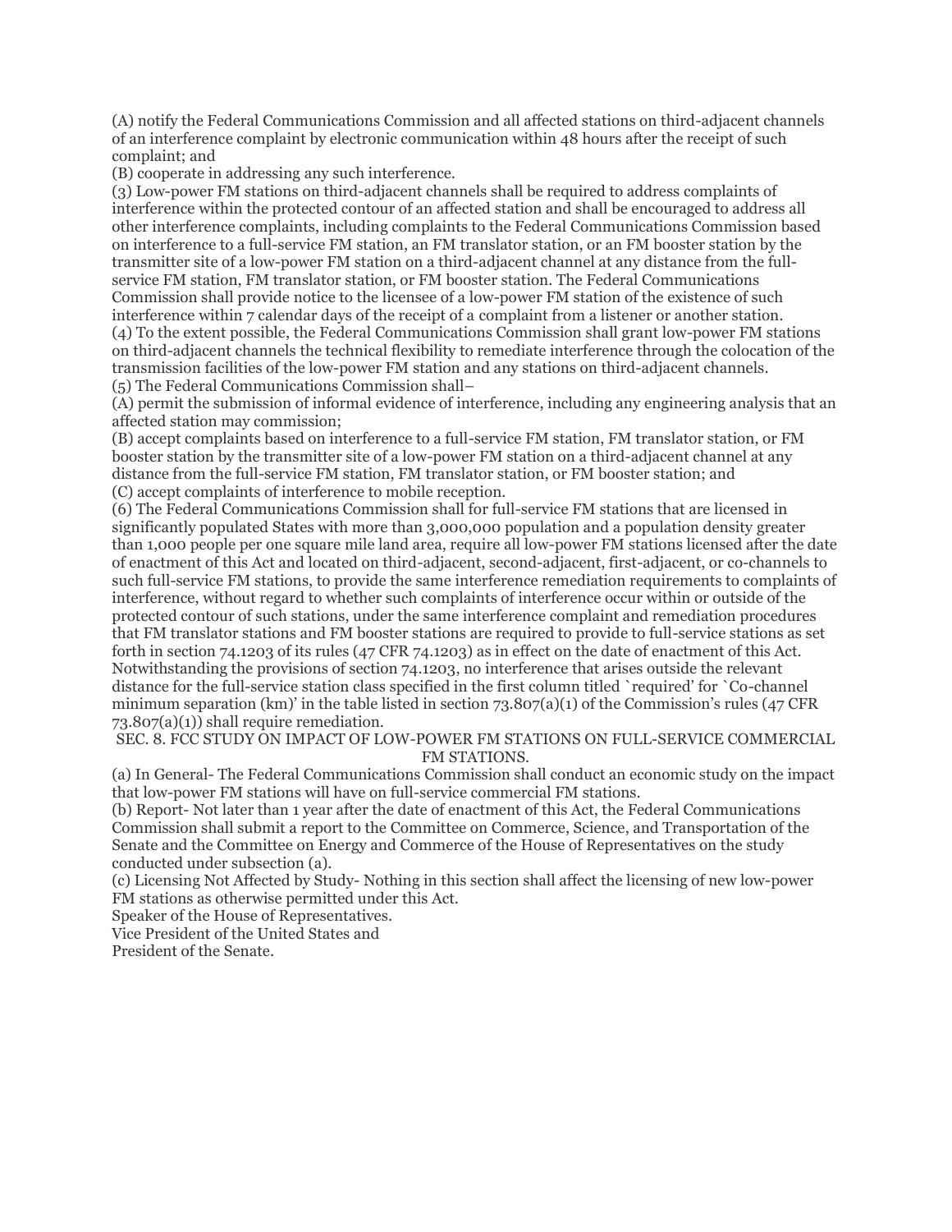(A) notify the Federal Communications Commission and all affected stations on third-adjacent channels of an interference complaint by electronic communication within 48 hours after the receipt of such complaint; and

(B) cooperate in addressing any such interference.

(3) Low-power FM stations on third-adjacent channels shall be required to address complaints of interference within the protected contour of an affected station and shall be encouraged to address all other interference complaints, including complaints to the Federal Communications Commission based on interference to a full-service FM station, an FM translator station, or an FM booster station by the transmitter site of a low-power FM station on a third-adjacent channel at any distance from the full-service FM station, FM translator station, or FM booster station. The Federal Communications Commission shall provide notice to the licensee of a low-power FM station of the existence of such interference within 7 calendar days of the receipt of a complaint from a listener or another station.

(4) To the extent possible, the Federal Communications Commission shall grant low-power FM stations on third-adjacent channels the technical flexibility to remediate interference through the colocation of the transmission facilities of the low-power FM station and any stations on third-adjacent channels.

(5) The Federal Communications Commission shall–

(A) permit the submission of informal evidence of interference, including any engineering analysis that an affected station may commission;

(B) accept complaints based on interference to a full-service FM station, FM translator station, or FM booster station by the transmitter site of a low-power FM station on a third-adjacent channel at any distance from the full-service FM station, FM translator station, or FM booster station; and

(C) accept complaints of interference to mobile reception.

(6) The Federal Communications Commission shall for full-service FM stations that are licensed in significantly populated States with more than 3,000,000 population and a population density greater than 1,000 people per one square mile land area, require all low-power FM stations licensed after the date of enactment of this Act and located on third-adjacent, second-adjacent, first-adjacent, or co-channels to such full-service FM stations, to provide the same interference remediation requirements to complaints of interference, without regard to whether such complaints of interference occur within or outside of the protected contour of such stations, under the same interference complaint and remediation procedures that FM translator stations and FM booster stations are required to provide to full-service stations as set forth in section 74.1203 of its rules (47 CFR 74.1203) as in effect on the date of enactment of this Act. Notwithstanding the provisions of section 74.1203, no interference that arises outside the relevant distance for the full-service station class specified in the first column titled `required' for `Co-channel minimum separation (km)' in the table listed in section 73.807(a)(1) of the Commission's rules (47 CFR 73.807(a)(1)) shall require remediation.

SEC. 8. FCC STUDY ON IMPACT OF LOW-POWER FM STATIONS ON FULL-SERVICE COMMERCIAL FM STATIONS.

(a) In General- The Federal Communications Commission shall conduct an economic study on the impact that low-power FM stations will have on full-service commercial FM stations.

(b) Report- Not later than 1 year after the date of enactment of this Act, the Federal Communications Commission shall submit a report to the Committee on Commerce, Science, and Transportation of the Senate and the Committee on Energy and Commerce of the House of Representatives on the study conducted under subsection (a).

(c) Licensing Not Affected by Study- Nothing in this section shall affect the licensing of new low-power FM stations as otherwise permitted under this Act.

Speaker of the House of Representatives.

Vice President of the United States and
President of the Senate.